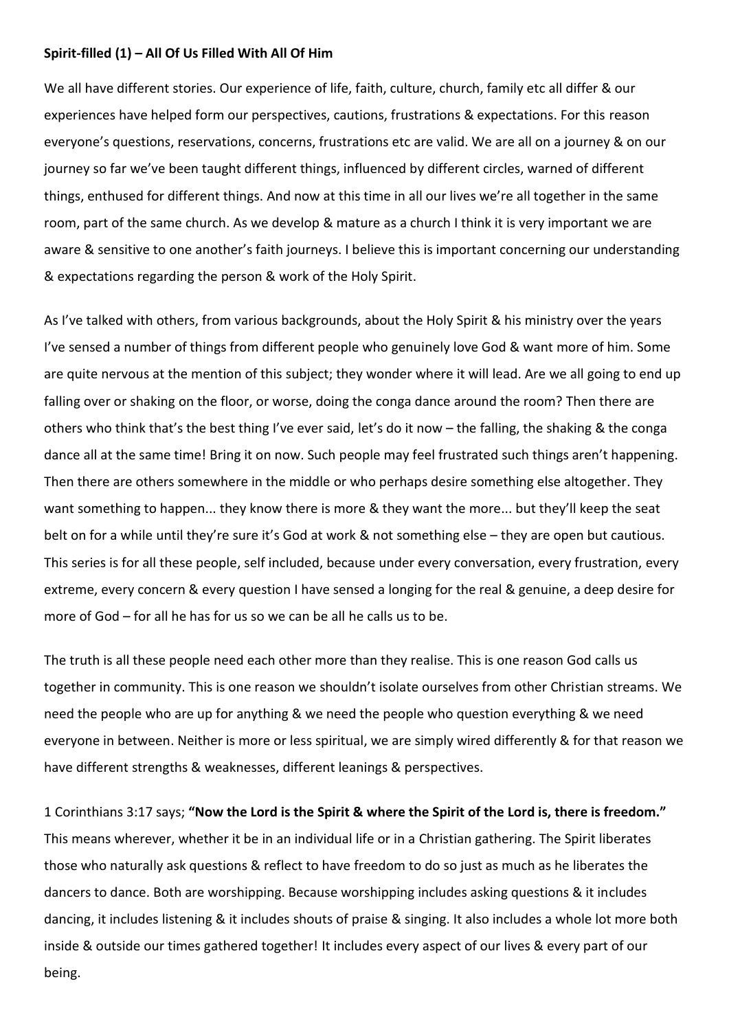**Spirit-filled (1) – All Of Us Filled With All Of Him**

We all have different stories. Our experience of life, faith, culture, church, family etc all differ & our experiences have helped form our perspectives, cautions, frustrations & expectations. For this reason everyone's questions, reservations, concerns, frustrations etc are valid. We are all on a journey & on our journey so far we've been taught different things, influenced by different circles, warned of different things, enthused for different things. And now at this time in all our lives we're all together in the same room, part of the same church. As we develop & mature as a church I think it is very important we are aware & sensitive to one another's faith journeys. I believe this is important concerning our understanding & expectations regarding the person & work of the Holy Spirit.

As I've talked with others, from various backgrounds, about the Holy Spirit & his ministry over the years I've sensed a number of things from different people who genuinely love God & want more of him. Some are quite nervous at the mention of this subject; they wonder where it will lead. Are we all going to end up falling over or shaking on the floor, or worse, doing the conga dance around the room? Then there are others who think that's the best thing I've ever said, let's do it now – the falling, the shaking & the conga dance all at the same time! Bring it on now. Such people may feel frustrated such things aren't happening. Then there are others somewhere in the middle or who perhaps desire something else altogether. They want something to happen... they know there is more & they want the more... but they'll keep the seat belt on for a while until they're sure it's God at work & not something else – they are open but cautious. This series is for all these people, self included, because under every conversation, every frustration, every extreme, every concern & every question I have sensed a longing for the real & genuine, a deep desire for more of God – for all he has for us so we can be all he calls us to be.

The truth is all these people need each other more than they realise. This is one reason God calls us together in community. This is one reason we shouldn't isolate ourselves from other Christian streams. We need the people who are up for anything & we need the people who question everything & we need everyone in between. Neither is more or less spiritual, we are simply wired differently & for that reason we have different strengths & weaknesses, different leanings & perspectives.

1 Corinthians 3:17 says; **"Now the Lord is the Spirit & where the Spirit of the Lord is, there is freedom."** This means wherever, whether it be in an individual life or in a Christian gathering. The Spirit liberates those who naturally ask questions & reflect to have freedom to do so just as much as he liberates the dancers to dance. Both are worshipping. Because worshipping includes asking questions & it includes dancing, it includes listening & it includes shouts of praise & singing. It also includes a whole lot more both inside & outside our times gathered together! It includes every aspect of our lives & every part of our being.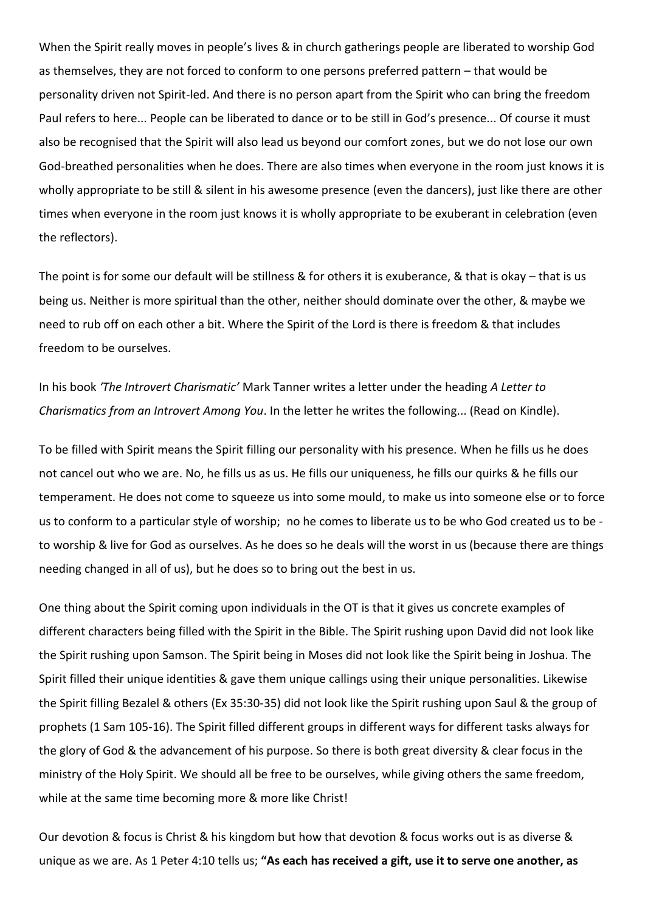When the Spirit really moves in people's lives & in church gatherings people are liberated to worship God as themselves, they are not forced to conform to one persons preferred pattern – that would be personality driven not Spirit-led. And there is no person apart from the Spirit who can bring the freedom Paul refers to here... People can be liberated to dance or to be still in God's presence... Of course it must also be recognised that the Spirit will also lead us beyond our comfort zones, but we do not lose our own God-breathed personalities when he does. There are also times when everyone in the room just knows it is wholly appropriate to be still & silent in his awesome presence (even the dancers), just like there are other times when everyone in the room just knows it is wholly appropriate to be exuberant in celebration (even the reflectors).

The point is for some our default will be stillness & for others it is exuberance, & that is okay – that is us being us. Neither is more spiritual than the other, neither should dominate over the other, & maybe we need to rub off on each other a bit. Where the Spirit of the Lord is there is freedom & that includes freedom to be ourselves.

In his book *'The Introvert Charismatic'* Mark Tanner writes a letter under the heading *A Letter to Charismatics from an Introvert Among You*. In the letter he writes the following... (Read on Kindle).

To be filled with Spirit means the Spirit filling our personality with his presence. When he fills us he does not cancel out who we are. No, he fills us as us. He fills our uniqueness, he fills our quirks & he fills our temperament. He does not come to squeeze us into some mould, to make us into someone else or to force us to conform to a particular style of worship; no he comes to liberate us to be who God created us to be - to worship & live for God as ourselves. As he does so he deals will the worst in us (because there are things needing changed in all of us), but he does so to bring out the best in us.

One thing about the Spirit coming upon individuals in the OT is that it gives us concrete examples of different characters being filled with the Spirit in the Bible. The Spirit rushing upon David did not look like the Spirit rushing upon Samson. The Spirit being in Moses did not look like the Spirit being in Joshua. The Spirit filled their unique identities & gave them unique callings using their unique personalities. Likewise the Spirit filling Bezalel & others (Ex 35:30-35) did not look like the Spirit rushing upon Saul & the group of prophets (1 Sam 105-16). The Spirit filled different groups in different ways for different tasks always for the glory of God & the advancement of his purpose. So there is both great diversity & clear focus in the ministry of the Holy Spirit. We should all be free to be ourselves, while giving others the same freedom, while at the same time becoming more & more like Christ!

Our devotion & focus is Christ & his kingdom but how that devotion & focus works out is as diverse & unique as we are. As 1 Peter 4:10 tells us; **"As each has received a gift, use it to serve one another, as**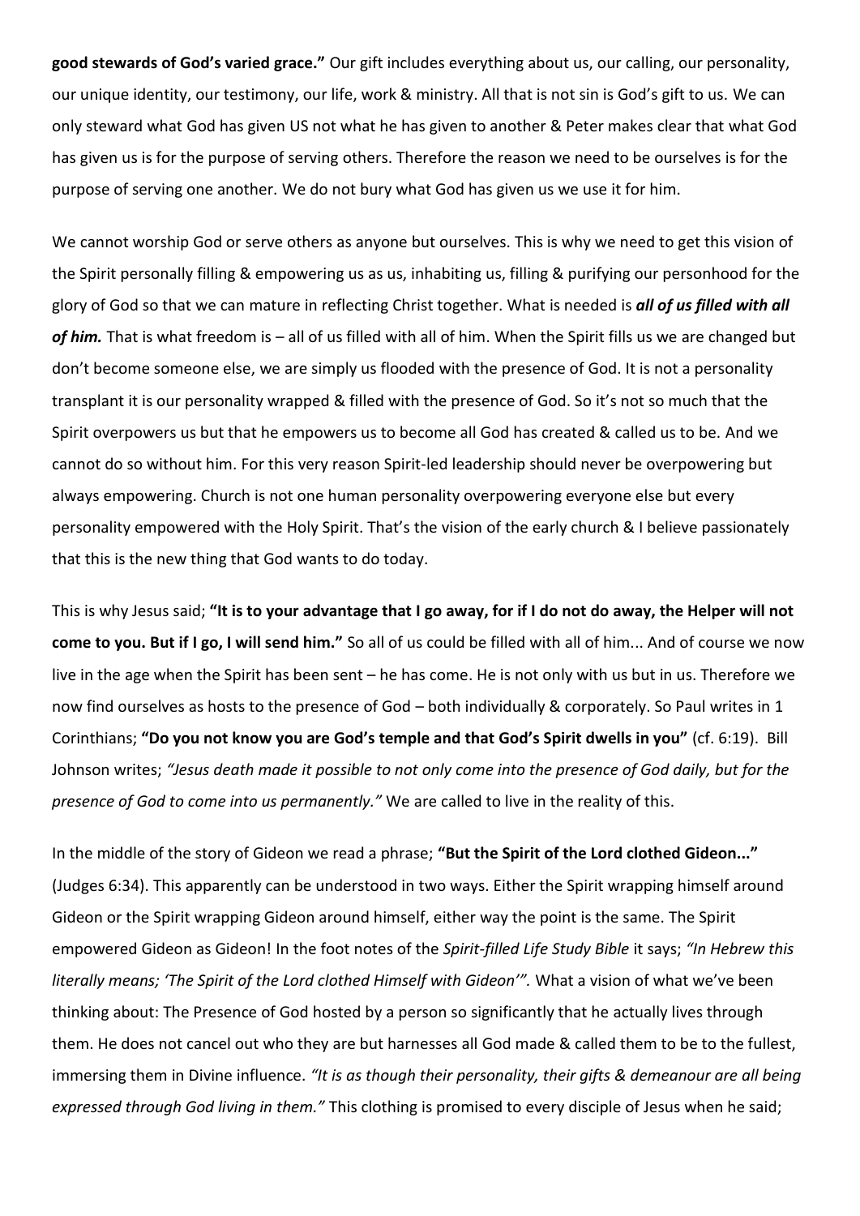**good stewards of God's varied grace."** Our gift includes everything about us, our calling, our personality, our unique identity, our testimony, our life, work & ministry. All that is not sin is God's gift to us. We can only steward what God has given US not what he has given to another & Peter makes clear that what God has given us is for the purpose of serving others. Therefore the reason we need to be ourselves is for the purpose of serving one another. We do not bury what God has given us we use it for him.

We cannot worship God or serve others as anyone but ourselves. This is why we need to get this vision of the Spirit personally filling & empowering us as us, inhabiting us, filling & purifying our personhood for the glory of God so that we can mature in reflecting Christ together. What is needed is ***all of us filled with all of him.*** That is what freedom is – all of us filled with all of him. When the Spirit fills us we are changed but don't become someone else, we are simply us flooded with the presence of God. It is not a personality transplant it is our personality wrapped & filled with the presence of God. So it's not so much that the Spirit overpowers us but that he empowers us to become all God has created & called us to be. And we cannot do so without him. For this very reason Spirit-led leadership should never be overpowering but always empowering. Church is not one human personality overpowering everyone else but every personality empowered with the Holy Spirit. That's the vision of the early church & I believe passionately that this is the new thing that God wants to do today.

This is why Jesus said; **"It is to your advantage that I go away, for if I do not do away, the Helper will not come to you. But if I go, I will send him."** So all of us could be filled with all of him... And of course we now live in the age when the Spirit has been sent – he has come. He is not only with us but in us. Therefore we now find ourselves as hosts to the presence of God – both individually & corporately. So Paul writes in 1 Corinthians; **"Do you not know you are God's temple and that God's Spirit dwells in you"** (cf. 6:19). Bill Johnson writes; *"Jesus death made it possible to not only come into the presence of God daily, but for the presence of God to come into us permanently."* We are called to live in the reality of this.

In the middle of the story of Gideon we read a phrase; **"But the Spirit of the Lord clothed Gideon..."** (Judges 6:34). This apparently can be understood in two ways. Either the Spirit wrapping himself around Gideon or the Spirit wrapping Gideon around himself, either way the point is the same. The Spirit empowered Gideon as Gideon! In the foot notes of the *Spirit-filled Life Study Bible* it says; *"In Hebrew this literally means; 'The Spirit of the Lord clothed Himself with Gideon'".* What a vision of what we've been thinking about: The Presence of God hosted by a person so significantly that he actually lives through them. He does not cancel out who they are but harnesses all God made & called them to be to the fullest, immersing them in Divine influence. *"It is as though their personality, their gifts & demeanour are all being expressed through God living in them."* This clothing is promised to every disciple of Jesus when he said;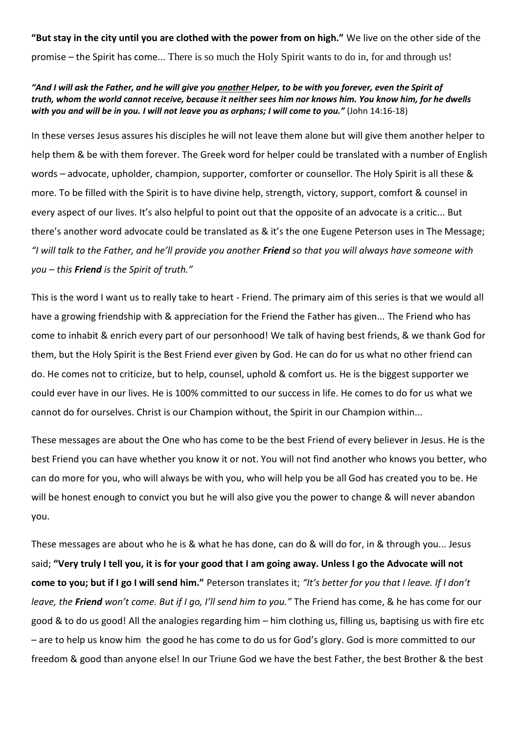**"But stay in the city until you are clothed with the power from on high."** We live on the other side of the promise – the Spirit has come... There is so much the Holy Spirit wants to do in, for and through us!

***"And I will ask the Father, and he will give you <u>another</u> Helper, to be with you forever, even the Spirit of truth, whom the world cannot receive, because it neither sees him nor knows him. You know him, for he dwells with you and will be in you. I will not leave you as orphans; I will come to you."*** (John 14:16-18)

In these verses Jesus assures his disciples he will not leave them alone but will give them another helper to help them & be with them forever. The Greek word for helper could be translated with a number of English words – advocate, upholder, champion, supporter, comforter or counsellor. The Holy Spirit is all these & more. To be filled with the Spirit is to have divine help, strength, victory, support, comfort & counsel in every aspect of our lives. It's also helpful to point out that the opposite of an advocate is a critic... But there's another word advocate could be translated as & it's the one Eugene Peterson uses in The Message; *"I will talk to the Father, and he'll provide you another **Friend** so that you will always have someone with you – this **Friend** is the Spirit of truth."*

This is the word I want us to really take to heart - Friend. The primary aim of this series is that we would all have a growing friendship with & appreciation for the Friend the Father has given... The Friend who has come to inhabit & enrich every part of our personhood! We talk of having best friends, & we thank God for them, but the Holy Spirit is the Best Friend ever given by God. He can do for us what no other friend can do. He comes not to criticize, but to help, counsel, uphold & comfort us. He is the biggest supporter we could ever have in our lives. He is 100% committed to our success in life. He comes to do for us what we cannot do for ourselves. Christ is our Champion without, the Spirit in our Champion within...

These messages are about the One who has come to be the best Friend of every believer in Jesus. He is the best Friend you can have whether you know it or not. You will not find another who knows you better, who can do more for you, who will always be with you, who will help you be all God has created you to be. He will be honest enough to convict you but he will also give you the power to change & will never abandon you.

These messages are about who he is & what he has done, can do & will do for, in & through you... Jesus said; **"Very truly I tell you, it is for your good that I am going away. Unless I go the Advocate will not come to you; but if I go I will send him."** Peterson translates it; *"It's better for you that I leave. If I don't leave, the **Friend** won't come. But if I go, I'll send him to you."* The Friend has come, & he has come for our good & to do us good! All the analogies regarding him – him clothing us, filling us, baptising us with fire etc – are to help us know him the good he has come to do us for God's glory. God is more committed to our freedom & good than anyone else! In our Triune God we have the best Father, the best Brother & the best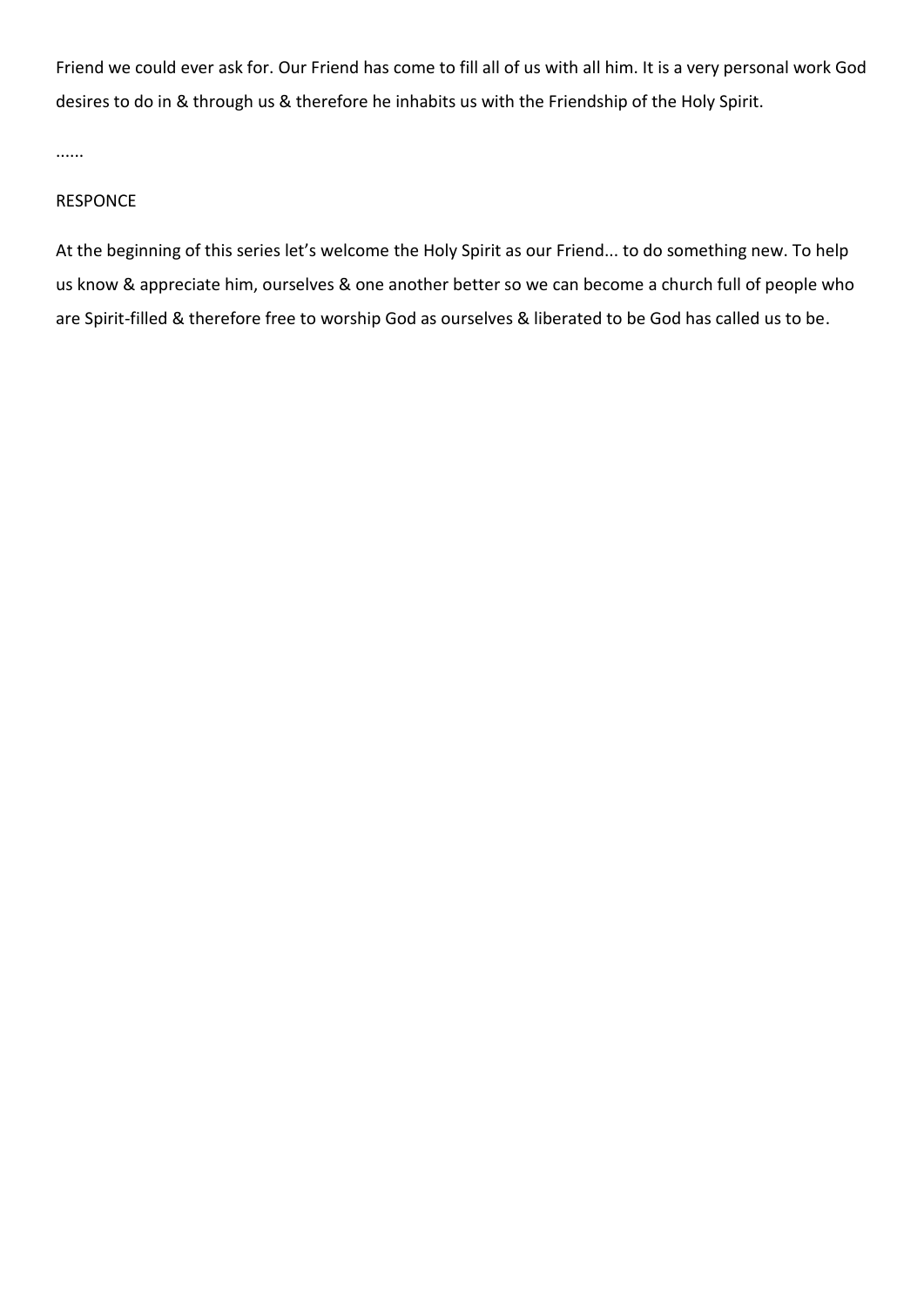Friend we could ever ask for. Our Friend has come to fill all of us with all him. It is a very personal work God desires to do in & through us & therefore he inhabits us with the Friendship of the Holy Spirit.

......

RESPONCE

At the beginning of this series let's welcome the Holy Spirit as our Friend... to do something new. To help us know & appreciate him, ourselves & one another better so we can become a church full of people who are Spirit-filled & therefore free to worship God as ourselves & liberated to be God has called us to be.